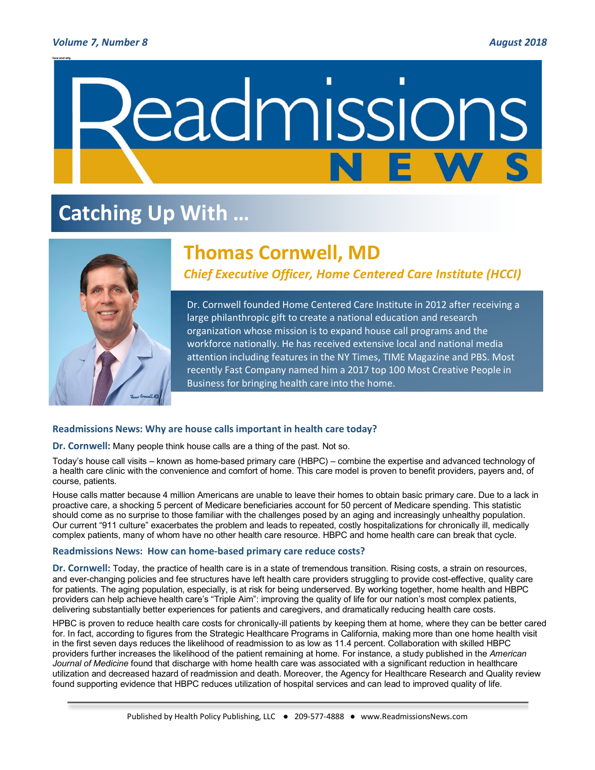# Readmissions NEWS

## Catching Up With …

### Thomas Cornwell, MD

*Chief Executive Officer, Home Centered Care Institute (HCCI)*

Dr. Cornwell founded Home Centered Care Institute in 2012 after receiving a large philanthropic gift to create a national education and research organization whose mission is to expand house call programs and the workforce nationally. He has received extensive local and national media attention including features in the NY Times, TIME Magazine and PBS. Most recently Fast Company named him a 2017 top 100 Most Creative People in Business for bringing health care into the home.

**Readmissions News: Why are house calls important in health care today?**

**Dr. Cornwell:** Many people think house calls are a thing of the past. Not so.

Today's house call visits – known as home-based primary care (HBPC) – combine the expertise and advanced technology of a health care clinic with the convenience and comfort of home. This care model is proven to benefit providers, payers and, of course, patients.

House calls matter because 4 million Americans are unable to leave their homes to obtain basic primary care. Due to a lack in proactive care, a shocking 5 percent of Medicare beneficiaries account for 50 percent of Medicare spending. This statistic should come as no surprise to those familiar with the challenges posed by an aging and increasingly unhealthy population. Our current "911 culture" exacerbates the problem and leads to repeated, costly hospitalizations for chronically ill, medically complex patients, many of whom have no other health care resource. HBPC and home health care can break that cycle.

**Readmissions News: How can home-based primary care reduce costs?**

**Dr. Cornwell:** Today, the practice of health care is in a state of tremendous transition. Rising costs, a strain on resources, and ever-changing policies and fee structures have left health care providers struggling to provide cost-effective, quality care for patients. The aging population, especially, is at risk for being underserved. By working together, home health and HBPC providers can help achieve health care's "Triple Aim": improving the quality of life for our nation's most complex patients, delivering substantially better experiences for patients and caregivers, and dramatically reducing health care costs.

HPBC is proven to reduce health care costs for chronically-ill patients by keeping them at home, where they can be better cared for. In fact, according to figures from the Strategic Healthcare Programs in California, making more than one home health visit in the first seven days reduces the likelihood of readmission to as low as 11.4 percent. Collaboration with skilled HBPC providers further increases the likelihood of the patient remaining at home. For instance, a study published in the *American Journal of Medicine* found that discharge with home health care was associated with a significant reduction in healthcare utilization and decreased hazard of readmission and death. Moreover, the Agency for Healthcare Research and Quality review found supporting evidence that HBPC reduces utilization of hospital services and can lead to improved quality of life.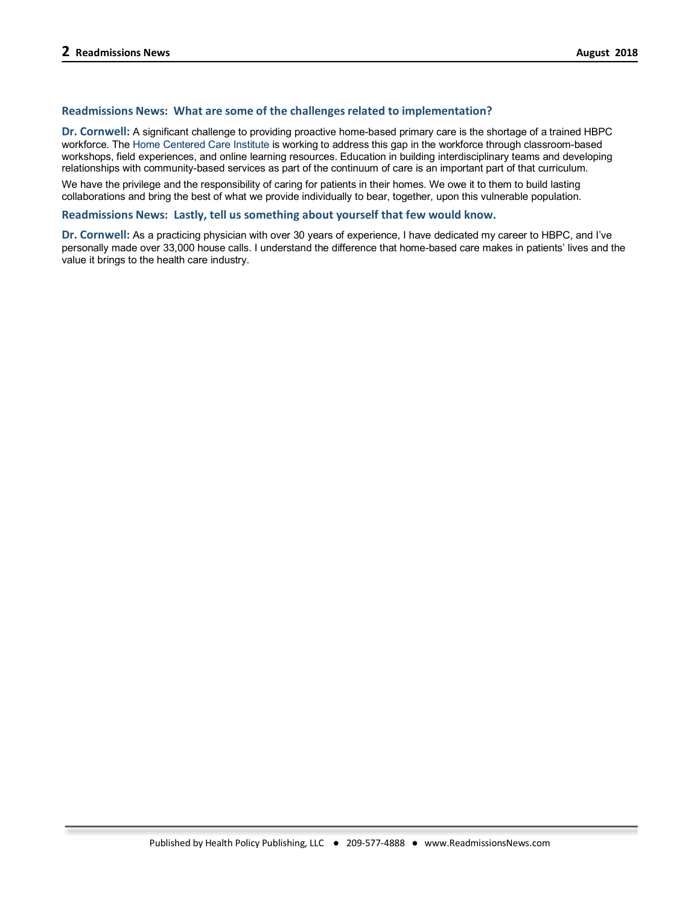### Readmissions News: What are some of the challenges related to implementation?

**Dr. Cornwell:** A significant challenge to providing proactive home-based primary care is the shortage of a trained HBPC workforce. The Home Centered Care Institute is working to address this gap in the workforce through classroom-based workshops, field experiences, and online learning resources. Education in building interdisciplinary teams and developing relationships with community-based services as part of the continuum of care is an important part of that curriculum.

We have the privilege and the responsibility of caring for patients in their homes. We owe it to them to build lasting collaborations and bring the best of what we provide individually to bear, together, upon this vulnerable population.

### Readmissions News: Lastly, tell us something about yourself that few would know.

**Dr. Cornwell:** As a practicing physician with over 30 years of experience, I have dedicated my career to HBPC, and I've personally made over 33,000 house calls. I understand the difference that home-based care makes in patients' lives and the value it brings to the health care industry.